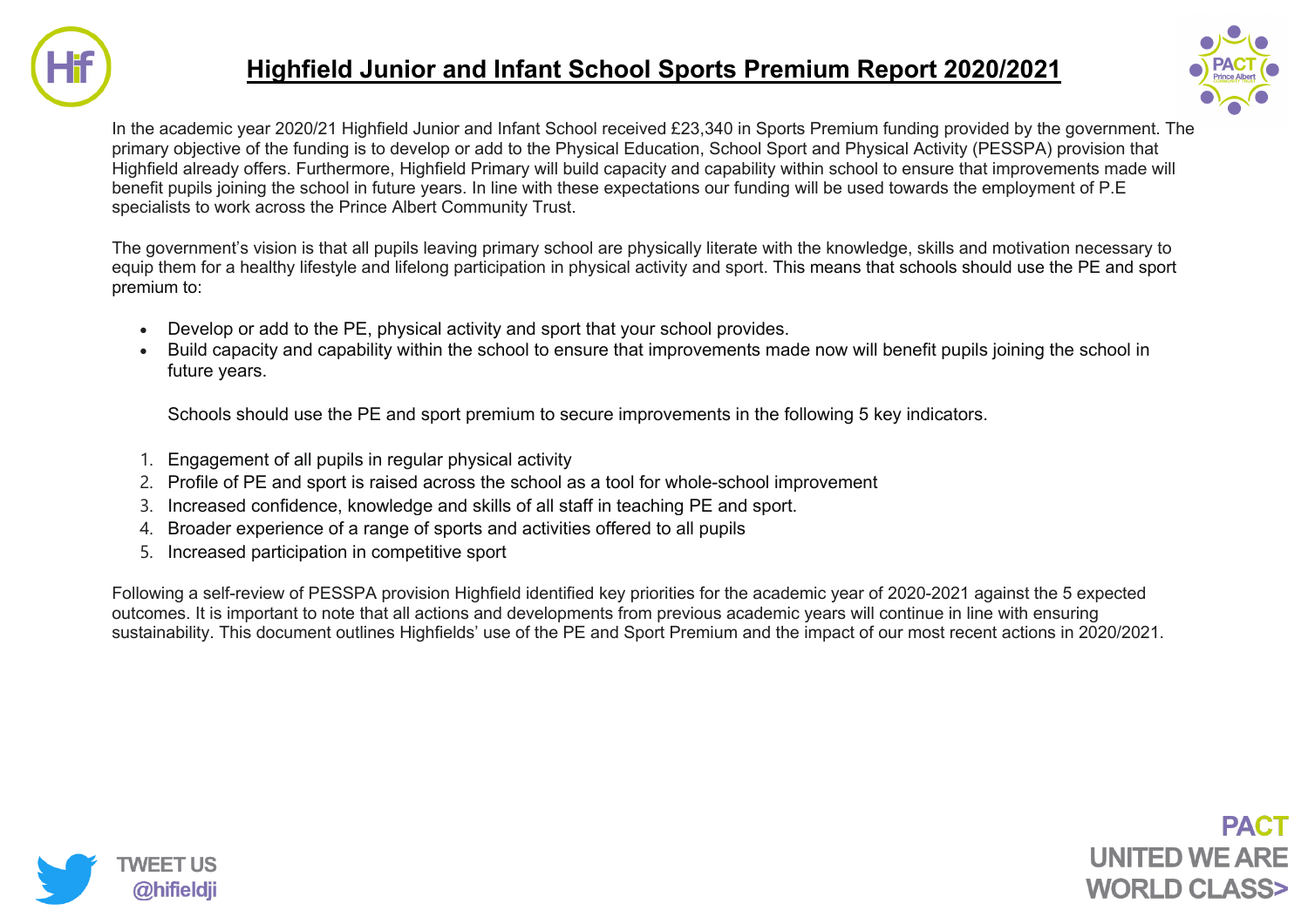# Highfield Junior and Infant School Sports Premium Report 2020/2021

In the academic year 2020/21 Highfield Junior and Infant School received £23,340 in Sports Premium funding provided by the government. The primary objective of the funding is to develop or add to the Physical Education, School Sport and Physical Activity (PESSPA) provision that Highfield already offers. Furthermore, Highfield Primary will build capacity and capability within school to ensure that improvements made will benefit pupils joining the school in future years. In line with these expectations our funding will be used towards the employment of P.E specialists to work across the Prince Albert Community Trust.

The government's vision is that all pupils leaving primary school are physically literate with the knowledge, skills and motivation necessary to equip them for a healthy lifestyle and lifelong participation in physical activity and sport. This means that schools should use the PE and sport premium to:

- Develop or add to the PE, physical activity and sport that your school provides.
- Build capacity and capability within the school to ensure that improvements made now will benefit pupils joining the school in future years.

Schools should use the PE and sport premium to secure improvements in the following 5 key indicators.

1. Engagement of all pupils in regular physical activity
2. Profile of PE and sport is raised across the school as a tool for whole-school improvement
3. Increased confidence, knowledge and skills of all staff in teaching PE and sport.
4. Broader experience of a range of sports and activities offered to all pupils
5. Increased participation in competitive sport

Following a self-review of PESSPA provision Highfield identified key priorities for the academic year of 2020-2021 against the 5 expected outcomes. It is important to note that all actions and developments from previous academic years will continue in line with ensuring sustainability. This document outlines Highfields' use of the PE and Sport Premium and the impact of our most recent actions in 2020/2021.

TWEET US @hifieldji

PACT UNITED WE ARE WORLD CLASS>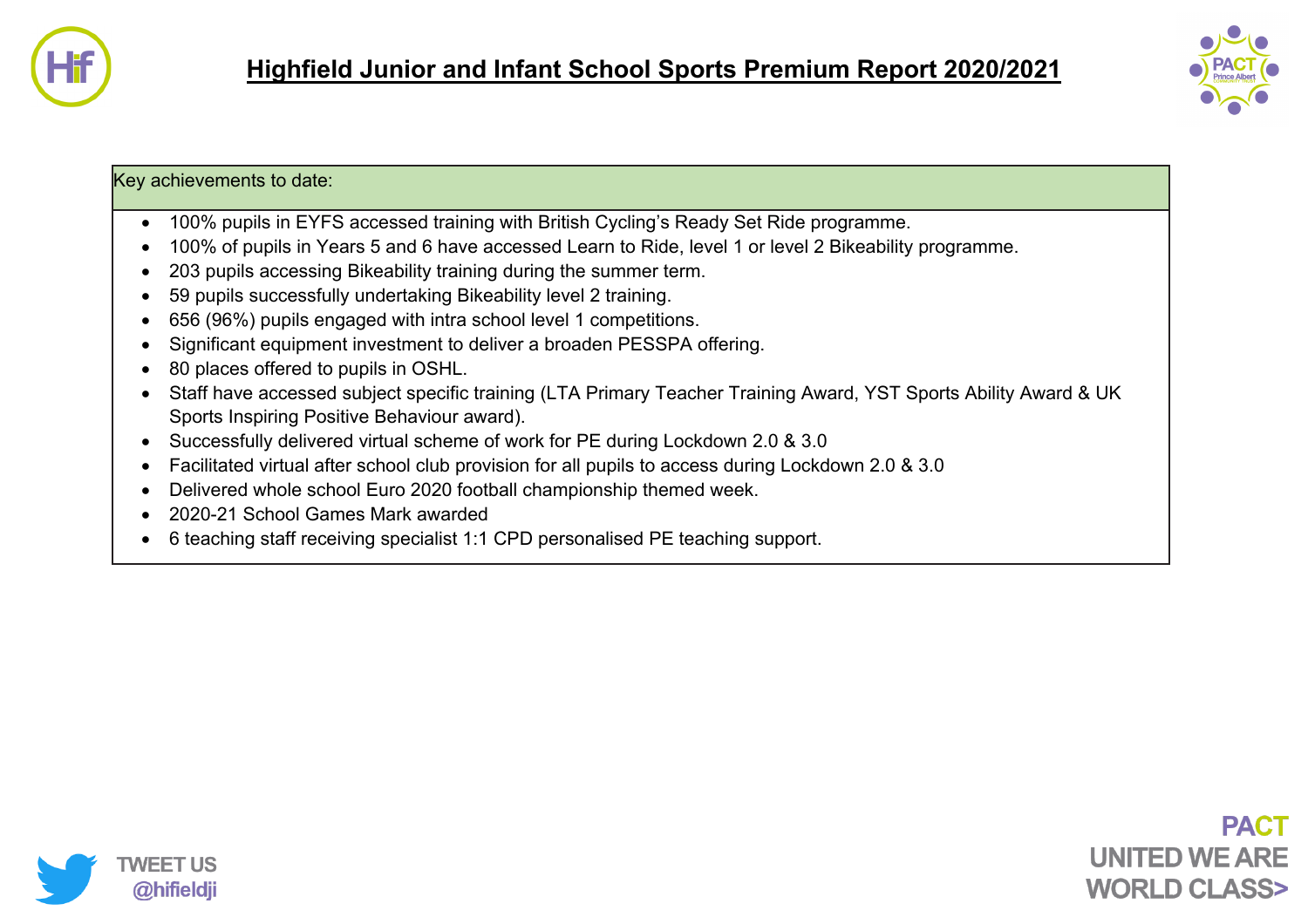# Highfield Junior and Infant School Sports Premium Report 2020/2021

| Key achievements to date: |
|---|
| <ul><li>100% pupils in EYFS accessed training with British Cycling's Ready Set Ride programme.</li><li>100% of pupils in Years 5 and 6 have accessed Learn to Ride, level 1 or level 2 Bikeability programme.</li><li>203 pupils accessing Bikeability training during the summer term.</li><li>59 pupils successfully undertaking Bikeability level 2 training.</li><li>656 (96%) pupils engaged with intra school level 1 competitions.</li><li>Significant equipment investment to deliver a broaden PESSPA offering.</li><li>80 places offered to pupils in OSHL.</li><li>Staff have accessed subject specific training (LTA Primary Teacher Training Award, YST Sports Ability Award & UK Sports Inspiring Positive Behaviour award).</li><li>Successfully delivered virtual scheme of work for PE during Lockdown 2.0 & 3.0</li><li>Facilitated virtual after school club provision for all pupils to access during Lockdown 2.0 & 3.0</li><li>Delivered whole school Euro 2020 football championship themed week.</li><li>2020-21 School Games Mark awarded</li><li>6 teaching staff receiving specialist 1:1 CPD personalised PE teaching support.</li></ul> |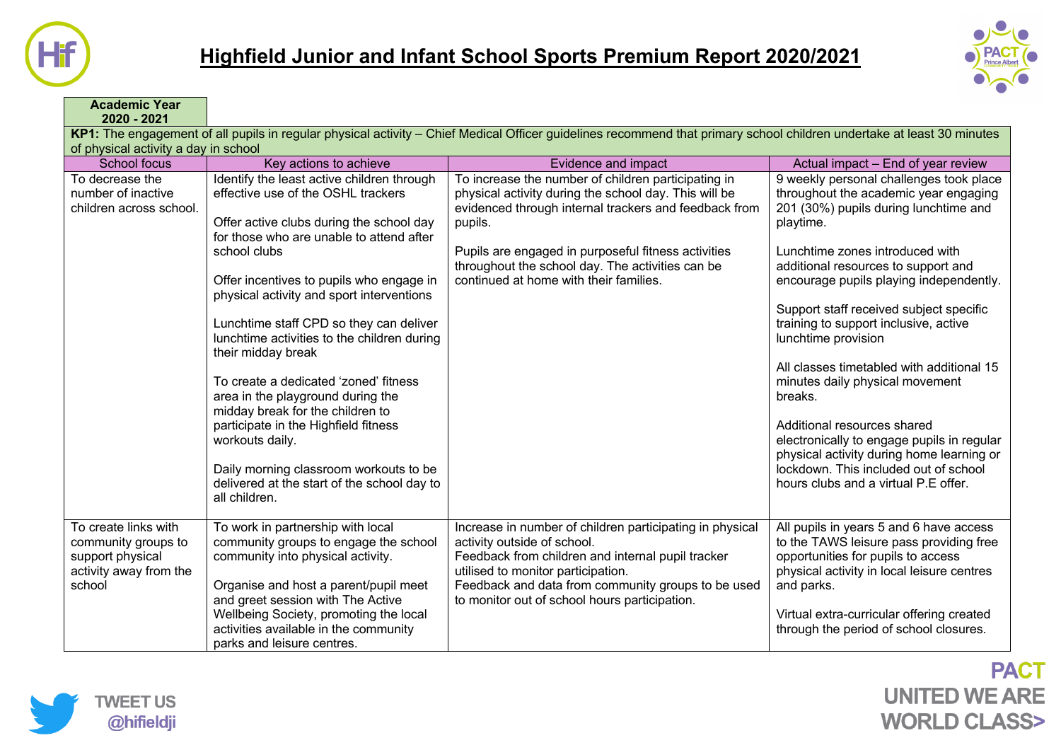# Highfield Junior and Infant School Sports Premium Report 2020/2021

| **Academic Year 2020 - 2021** | | | |
|---|---|---|---|
| **KP1:** The engagement of all pupils in regular physical activity – Chief Medical Officer guidelines recommend that primary school children undertake at least 30 minutes of physical activity a day in school | | | |
| School focus | Key actions to achieve | Evidence and impact | Actual impact – End of year review |
| To decrease the number of inactive children across school. | Identify the least active children through effective use of the OSHL trackers<br><br>Offer active clubs during the school day for those who are unable to attend after school clubs<br><br>Offer incentives to pupils who engage in physical activity and sport interventions<br><br>Lunchtime staff CPD so they can deliver lunchtime activities to the children during their midday break<br><br>To create a dedicated 'zoned' fitness area in the playground during the midday break for the children to participate in the Highfield fitness workouts daily.<br><br>Daily morning classroom workouts to be delivered at the start of the school day to all children. | To increase the number of children participating in physical activity during the school day. This will be evidenced through internal trackers and feedback from pupils.<br><br>Pupils are engaged in purposeful fitness activities throughout the school day. The activities can be continued at home with their families. | 9 weekly personal challenges took place throughout the academic year engaging 201 (30%) pupils during lunchtime and playtime.<br><br>Lunchtime zones introduced with additional resources to support and encourage pupils playing independently.<br><br>Support staff received subject specific training to support inclusive, active lunchtime provision<br><br>All classes timetabled with additional 15 minutes daily physical movement breaks.<br><br>Additional resources shared electronically to engage pupils in regular physical activity during home learning or lockdown. This included out of school hours clubs and a virtual P.E offer. |
| To create links with community groups to support physical activity away from the school | To work in partnership with local community groups to engage the school community into physical activity.<br><br>Organise and host a parent/pupil meet and greet session with The Active Wellbeing Society, promoting the local activities available in the community parks and leisure centres. | Increase in number of children participating in physical activity outside of school.<br>Feedback from children and internal pupil tracker utilised to monitor participation.<br>Feedback and data from community groups to be used to monitor out of school hours participation. | All pupils in years 5 and 6 have access to the TAWS leisure pass providing free opportunities for pupils to access physical activity in local leisure centres and parks.<br><br>Virtual extra-curricular offering created through the period of school closures. |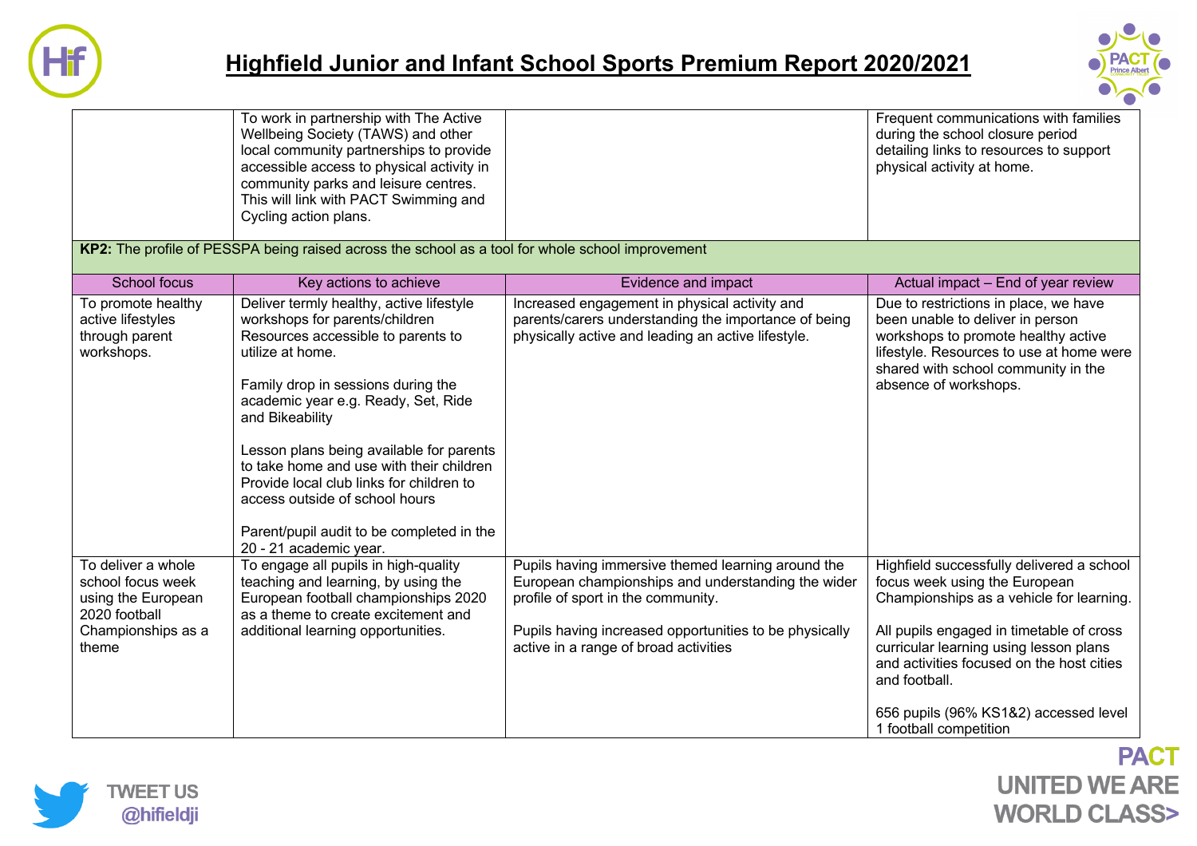# Highfield Junior and Infant School Sports Premium Report 2020/2021

| | | | |
|---|---|---|---|
| | To work in partnership with The Active Wellbeing Society (TAWS) and other local community partnerships to provide accessible access to physical activity in community parks and leisure centres. This will link with PACT Swimming and Cycling action plans. | | Frequent communications with families during the school closure period detailing links to resources to support physical activity at home. |

**KP2:** The profile of PESSPA being raised across the school as a tool for whole school improvement

| School focus | Key actions to achieve | Evidence and impact | Actual impact – End of year review |
|---|---|---|---|
| To promote healthy active lifestyles through parent workshops. | Deliver termly healthy, active lifestyle workshops for parents/children Resources accessible to parents to utilize at home.<br><br>Family drop in sessions during the academic year e.g. Ready, Set, Ride and Bikeability<br><br>Lesson plans being available for parents to take home and use with their children Provide local club links for children to access outside of school hours<br><br>Parent/pupil audit to be completed in the 20 - 21 academic year. | Increased engagement in physical activity and parents/carers understanding the importance of being physically active and leading an active lifestyle. | Due to restrictions in place, we have been unable to deliver in person workshops to promote healthy active lifestyle. Resources to use at home were shared with school community in the absence of workshops. |
| To deliver a whole school focus week using the European 2020 football Championships as a theme | To engage all pupils in high-quality teaching and learning, by using the European football championships 2020 as a theme to create excitement and additional learning opportunities. | Pupils having immersive themed learning around the European championships and understanding the wider profile of sport in the community.<br><br>Pupils having increased opportunities to be physically active in a range of broad activities | Highfield successfully delivered a school focus week using the European Championships as a vehicle for learning.<br><br>All pupils engaged in timetable of cross curricular learning using lesson plans and activities focused on the host cities and football.<br><br>656 pupils (96% KS1&2) accessed level 1 football competition |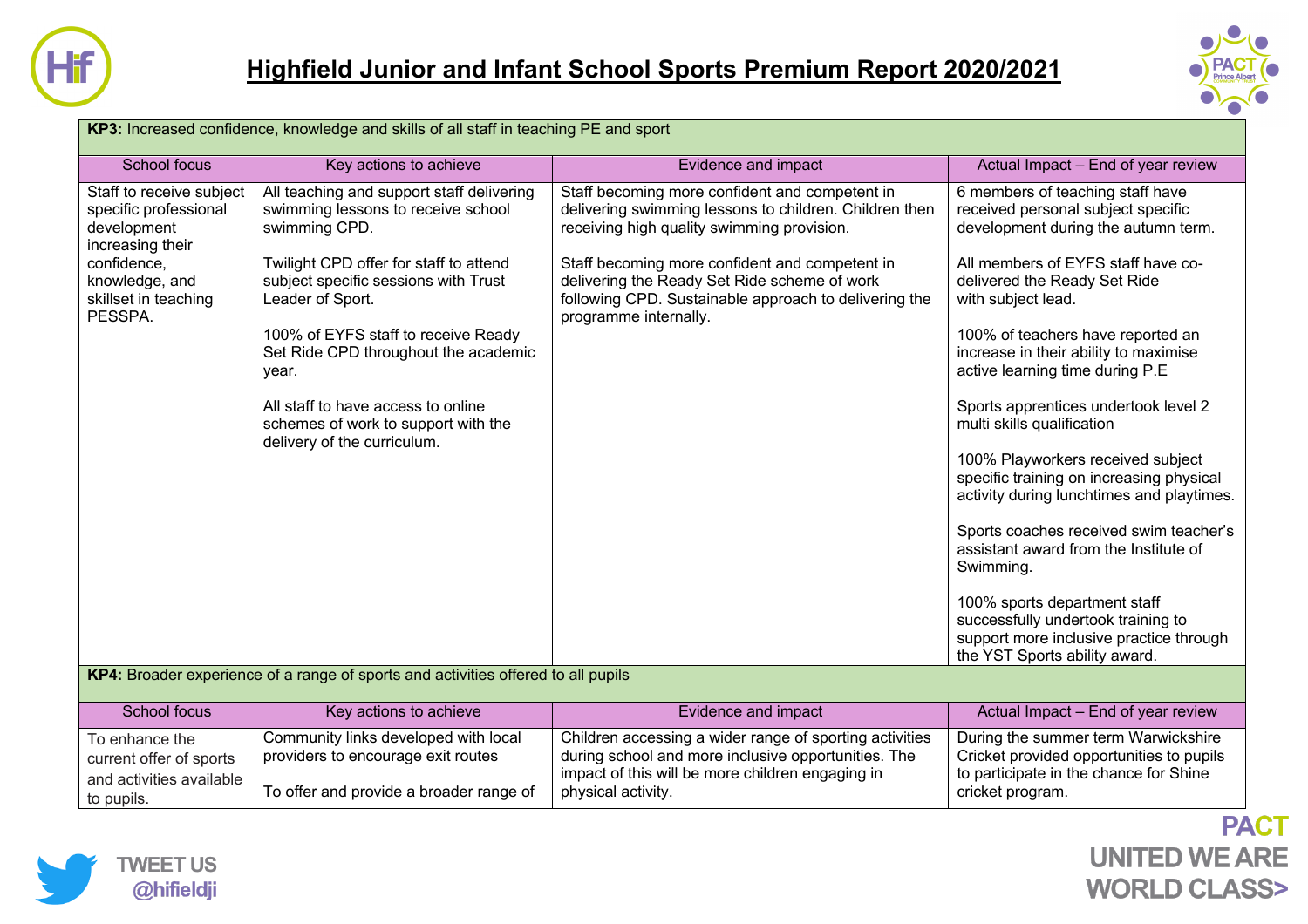# Highfield Junior and Infant School Sports Premium Report 2020/2021

| **KP3:** Increased confidence, knowledge and skills of all staff in teaching PE and sport | | | |
|---|---|---|---|
| School focus | Key actions to achieve | Evidence and impact | Actual Impact – End of year review |
| Staff to receive subject specific professional development increasing their confidence, knowledge, and skillset in teaching PESSPA. | All teaching and support staff delivering swimming lessons to receive school swimming CPD.<br><br>Twilight CPD offer for staff to attend subject specific sessions with Trust Leader of Sport.<br><br>100% of EYFS staff to receive Ready Set Ride CPD throughout the academic year.<br><br>All staff to have access to online schemes of work to support with the delivery of the curriculum. | Staff becoming more confident and competent in delivering swimming lessons to children. Children then receiving high quality swimming provision.<br><br>Staff becoming more confident and competent in delivering the Ready Set Ride scheme of work following CPD. Sustainable approach to delivering the programme internally. | 6 members of teaching staff have received personal subject specific development during the autumn term.<br><br>All members of EYFS staff have co-delivered the Ready Set Ride with subject lead.<br><br>100% of teachers have reported an increase in their ability to maximise active learning time during P.E<br><br>Sports apprentices undertook level 2 multi skills qualification<br><br>100% Playworkers received subject specific training on increasing physical activity during lunchtimes and playtimes.<br><br>Sports coaches received swim teacher's assistant award from the Institute of Swimming.<br><br>100% sports department staff successfully undertook training to support more inclusive practice through the YST Sports ability award. |

| **KP4:** Broader experience of a range of sports and activities offered to all pupils | | | |
|---|---|---|---|
| School focus | Key actions to achieve | Evidence and impact | Actual Impact – End of year review |
| To enhance the current offer of sports and activities available to pupils. | Community links developed with local providers to encourage exit routes<br><br>To offer and provide a broader range of | Children accessing a wider range of sporting activities during school and more inclusive opportunities. The impact of this will be more children engaging in physical activity. | During the summer term Warwickshire Cricket provided opportunities to pupils to participate in the chance for Shine cricket program. |

TWEET US @hifieldji

PACT UNITED WE ARE WORLD CLASS>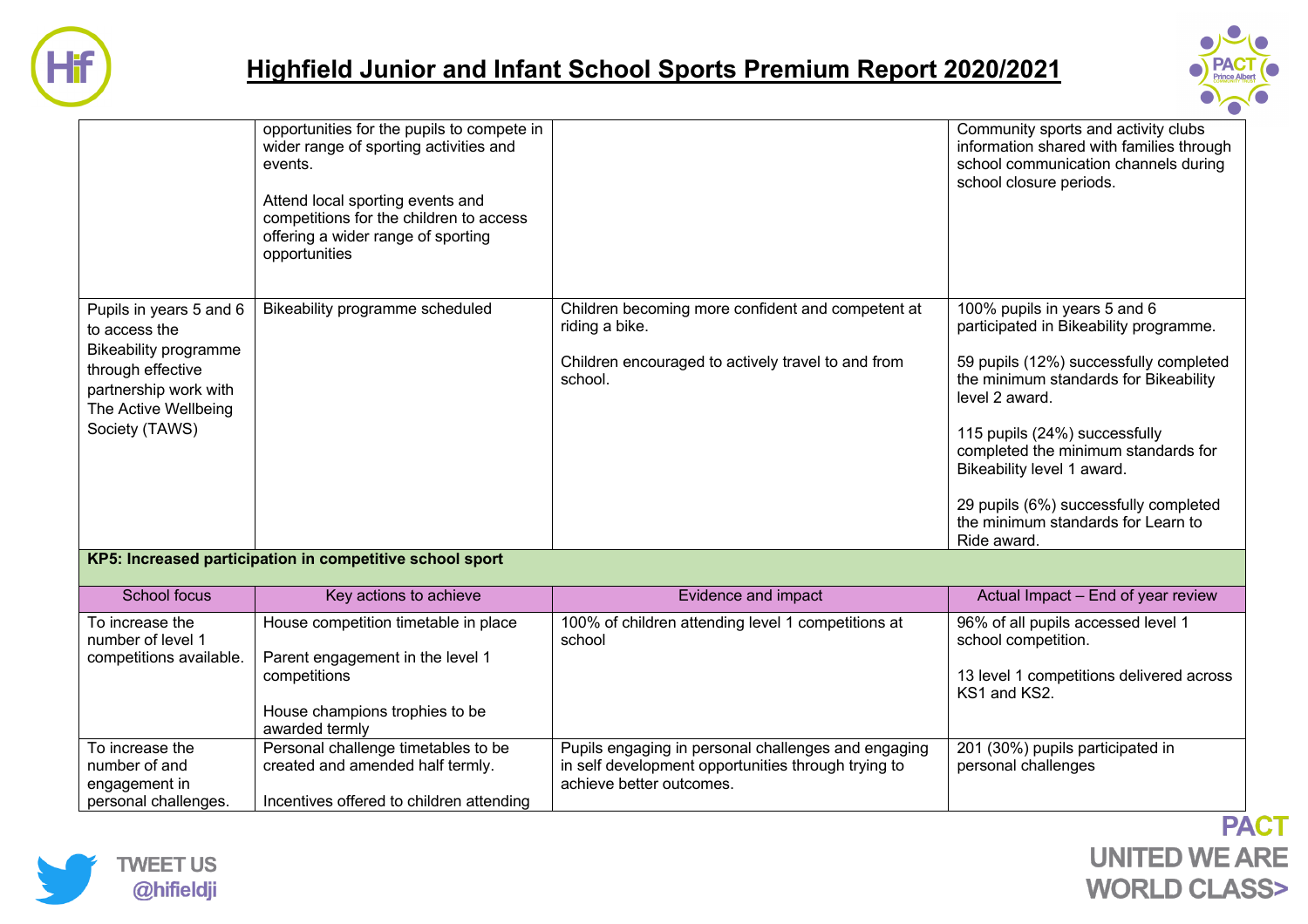# Highfield Junior and Infant School Sports Premium Report 2020/2021

| | | | |
|---|---|---|---|
| | opportunities for the pupils to compete in wider range of sporting activities and events.<br><br>Attend local sporting events and competitions for the children to access offering a wider range of sporting opportunities | | Community sports and activity clubs information shared with families through school communication channels during school closure periods. |
| Pupils in years 5 and 6 to access the Bikeability programme through effective partnership work with The Active Wellbeing Society (TAWS) | Bikeability programme scheduled | Children becoming more confident and competent at riding a bike.<br><br>Children encouraged to actively travel to and from school. | 100% pupils in years 5 and 6 participated in Bikeability programme.<br><br>59 pupils (12%) successfully completed the minimum standards for Bikeability level 2 award.<br><br>115 pupils (24%) successfully completed the minimum standards for Bikeability level 1 award.<br><br>29 pupils (6%) successfully completed the minimum standards for Learn to Ride award. |
| **KP5: Increased participation in competitive school sport** | | | |
| School focus | Key actions to achieve | Evidence and impact | Actual Impact – End of year review |
| To increase the number of level 1 competitions available. | House competition timetable in place<br><br>Parent engagement in the level 1 competitions<br><br>House champions trophies to be awarded termly | 100% of children attending level 1 competitions at school | 96% of all pupils accessed level 1 school competition.<br><br>13 level 1 competitions delivered across KS1 and KS2. |
| To increase the number of and engagement in personal challenges. | Personal challenge timetables to be created and amended half termly.<br><br>Incentives offered to children attending | Pupils engaging in personal challenges and engaging in self development opportunities through trying to achieve better outcomes. | 201 (30%) pupils participated in personal challenges |

TWEET US @hifieldji

PACT UNITED WE ARE WORLD CLASS>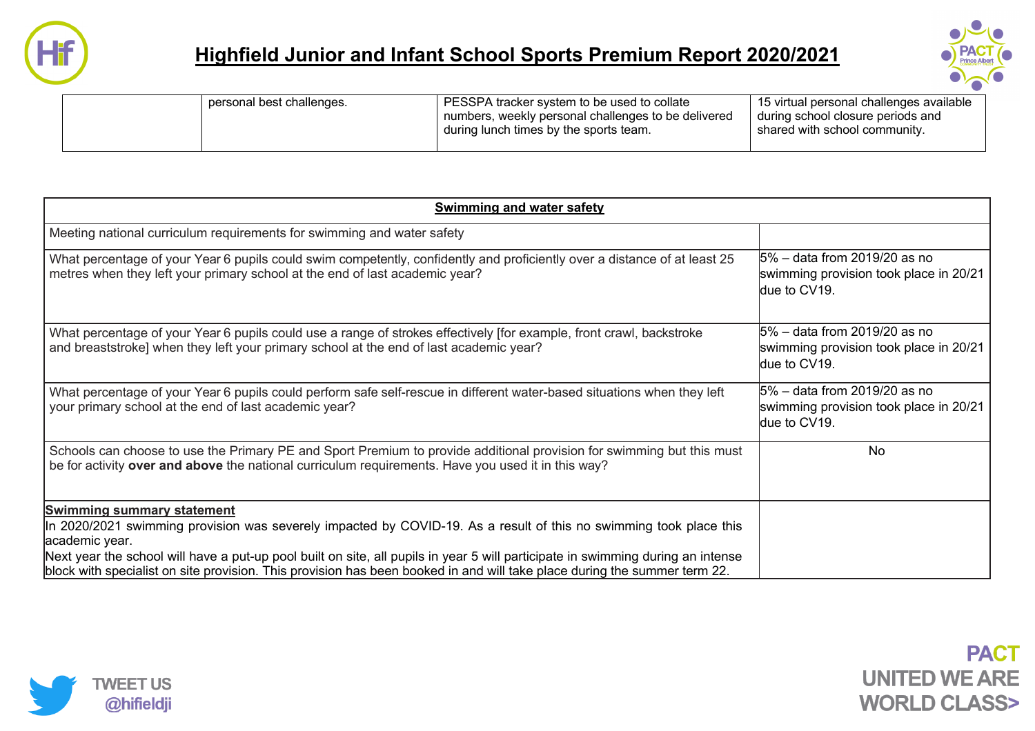| | | | |
|---|---|---|---|
| | personal best challenges. | PESSPA tracker system to be used to collate numbers, weekly personal challenges to be delivered during lunch times by the sports team. | 15 virtual personal challenges available during school closure periods and shared with school community. |

| **Swimming and water safety** | |
|---|---|
| Meeting national curriculum requirements for swimming and water safety | |
| What percentage of your Year 6 pupils could swim competently, confidently and proficiently over a distance of at least 25 metres when they left your primary school at the end of last academic year? | 5% – data from 2019/20 as no swimming provision took place in 20/21 due to CV19. |
| What percentage of your Year 6 pupils could use a range of strokes effectively [for example, front crawl, backstroke and breaststroke] when they left your primary school at the end of last academic year? | 5% – data from 2019/20 as no swimming provision took place in 20/21 due to CV19. |
| What percentage of your Year 6 pupils could perform safe self-rescue in different water-based situations when they left your primary school at the end of last academic year? | 5% – data from 2019/20 as no swimming provision took place in 20/21 due to CV19. |
| Schools can choose to use the Primary PE and Sport Premium to provide additional provision for swimming but this must be for activity **over and above** the national curriculum requirements. Have you used it in this way? | No |
| **Swimming summary statement**<br>In 2020/2021 swimming provision was severely impacted by COVID-19. As a result of this no swimming took place this academic year.<br>Next year the school will have a put-up pool built on site, all pupils in year 5 will participate in swimming during an intense block with specialist on site provision. This provision has been booked in and will take place during the summer term 22. | |